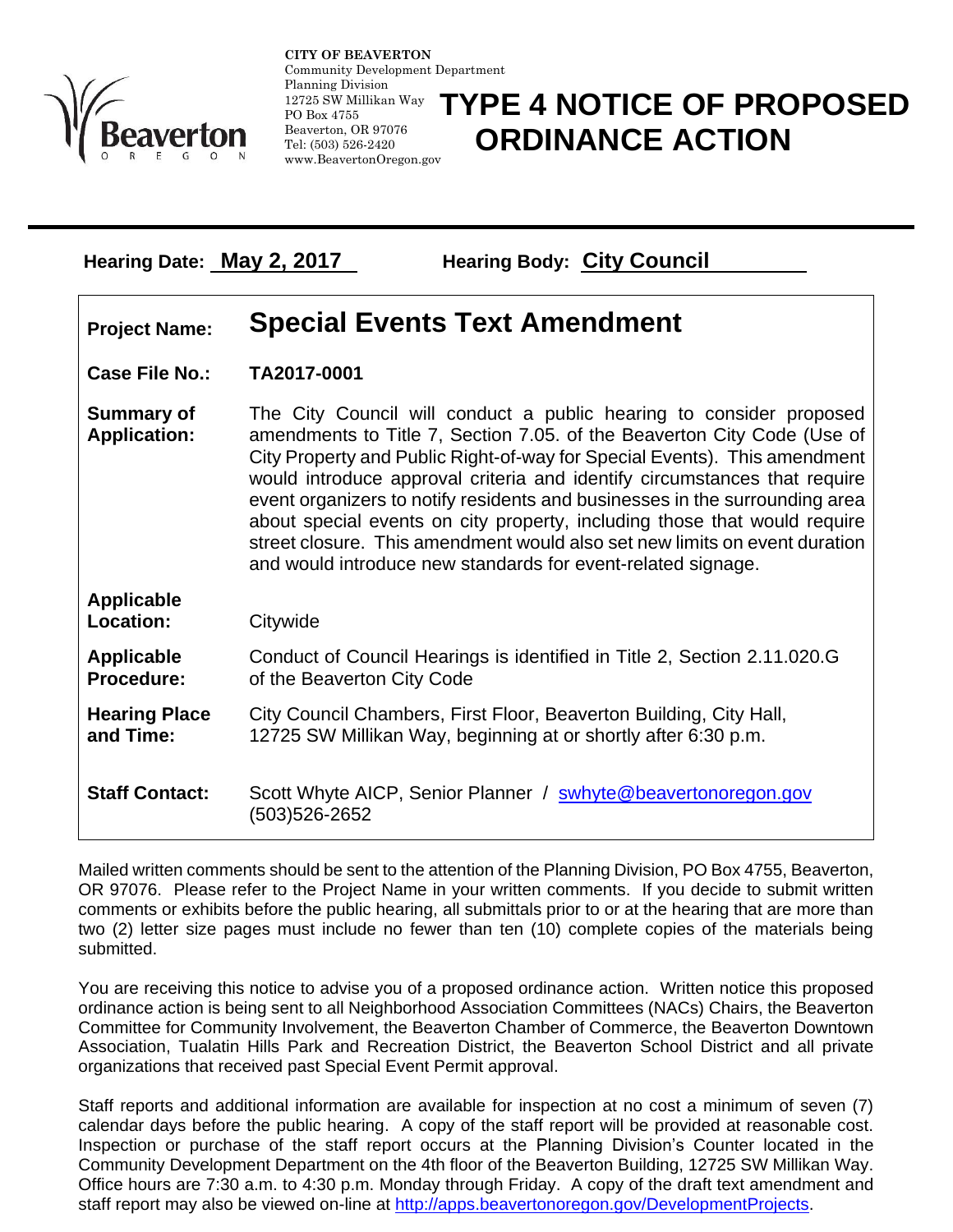**CITY OF BEAVERTON**
Community Development Department
Planning Division
12725 SW Millikan Way
PO Box 4755
Beaverton, OR 97076
Tel: (503) 526-2420
www.BeavertonOregon.gov

# TYPE 4 NOTICE OF PROPOSED ORDINANCE ACTION

**Hearing Date:** **May 2, 2017** **Hearing Body:** **City Council**

| | |
|---|---|
| **Project Name:** | **Special Events Text Amendment** |
| **Case File No.:** | **TA2017-0001** |
| **Summary of Application:** | The City Council will conduct a public hearing to consider proposed amendments to Title 7, Section 7.05. of the Beaverton City Code (Use of City Property and Public Right-of-way for Special Events). This amendment would introduce approval criteria and identify circumstances that require event organizers to notify residents and businesses in the surrounding area about special events on city property, including those that would require street closure. This amendment would also set new limits on event duration and would introduce new standards for event-related signage. |
| **Applicable Location:** | Citywide |
| **Applicable Procedure:** | Conduct of Council Hearings is identified in Title 2, Section 2.11.020.G of the Beaverton City Code |
| **Hearing Place and Time:** | City Council Chambers, First Floor, Beaverton Building, City Hall, 12725 SW Millikan Way, beginning at or shortly after 6:30 p.m. |
| **Staff Contact:** | Scott Whyte AICP, Senior Planner / swhyte@beavertonoregon.gov (503)526-2652 |

Mailed written comments should be sent to the attention of the Planning Division, PO Box 4755, Beaverton, OR 97076. Please refer to the Project Name in your written comments. If you decide to submit written comments or exhibits before the public hearing, all submittals prior to or at the hearing that are more than two (2) letter size pages must include no fewer than ten (10) complete copies of the materials being submitted.

You are receiving this notice to advise you of a proposed ordinance action. Written notice this proposed ordinance action is being sent to all Neighborhood Association Committees (NACs) Chairs, the Beaverton Committee for Community Involvement, the Beaverton Chamber of Commerce, the Beaverton Downtown Association, Tualatin Hills Park and Recreation District, the Beaverton School District and all private organizations that received past Special Event Permit approval.

Staff reports and additional information are available for inspection at no cost a minimum of seven (7) calendar days before the public hearing. A copy of the staff report will be provided at reasonable cost. Inspection or purchase of the staff report occurs at the Planning Division's Counter located in the Community Development Department on the 4th floor of the Beaverton Building, 12725 SW Millikan Way. Office hours are 7:30 a.m. to 4:30 p.m. Monday through Friday. A copy of the draft text amendment and staff report may also be viewed on-line at http://apps.beavertonoregon.gov/DevelopmentProjects.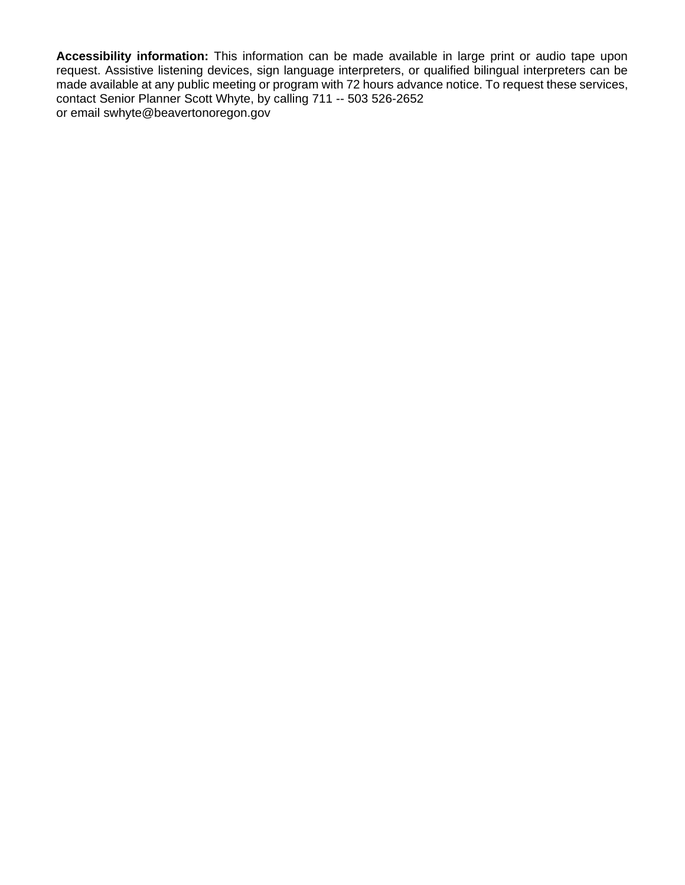**Accessibility information:** This information can be made available in large print or audio tape upon request. Assistive listening devices, sign language interpreters, or qualified bilingual interpreters can be made available at any public meeting or program with 72 hours advance notice. To request these services, contact Senior Planner Scott Whyte, by calling 711 -- 503 526-2652
or email swhyte@beavertonoregon.gov